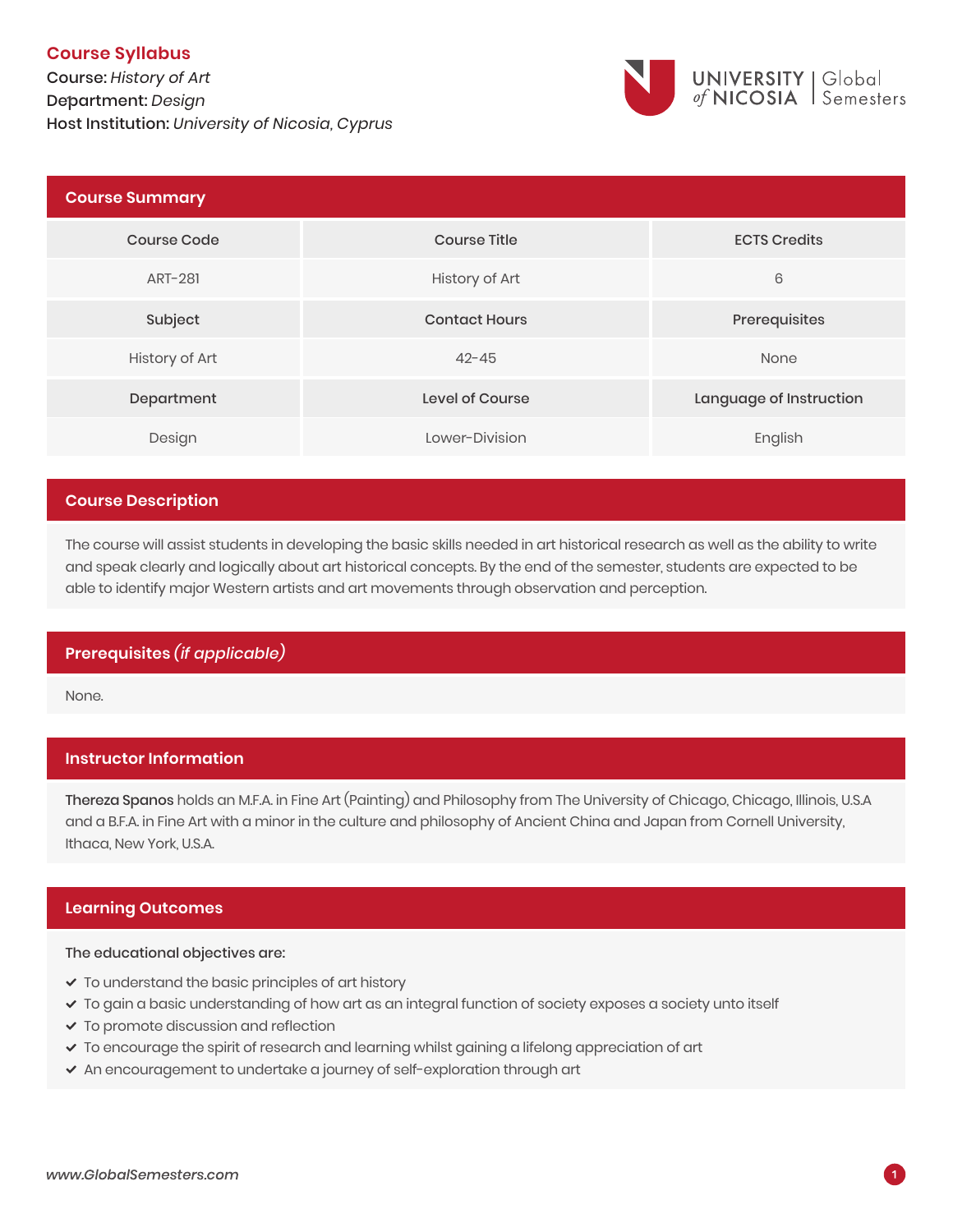**Course Syllabus**

Course: *History of Art*
Department: *Design*
Host Institution: *University of Nicosia, Cyprus*

UNIVERSITY of NICOSIA | Global Semesters

## Course Summary

| Course Code | Course Title | ECTS Credits |
|---|---|---|
| ART-281 | History of Art | 6 |
| **Subject** | **Contact Hours** | **Prerequisites** |
| History of Art | 42-45 | None |
| **Department** | **Level of Course** | **Language of Instruction** |
| Design | Lower-Division | English |

## Course Description

The course will assist students in developing the basic skills needed in art historical research as well as the ability to write and speak clearly and logically about art historical concepts. By the end of the semester, students are expected to be able to identify major Western artists and art movements through observation and perception.

## Prerequisites *(if applicable)*

None.

## Instructor Information

**Thereza Spanos** holds an M.F.A. in Fine Art (Painting) and Philosophy from The University of Chicago, Chicago, Illinois, U.S.A and a B.F.A. in Fine Art with a minor in the culture and philosophy of Ancient China and Japan from Cornell University, Ithaca, New York, U.S.A.

## Learning Outcomes

**The educational objectives are:**

- To understand the basic principles of art history
- To gain a basic understanding of how art as an integral function of society exposes a society unto itself
- To promote discussion and reflection
- To encourage the spirit of research and learning whilst gaining a lifelong appreciation of art
- An encouragement to undertake a journey of self-exploration through art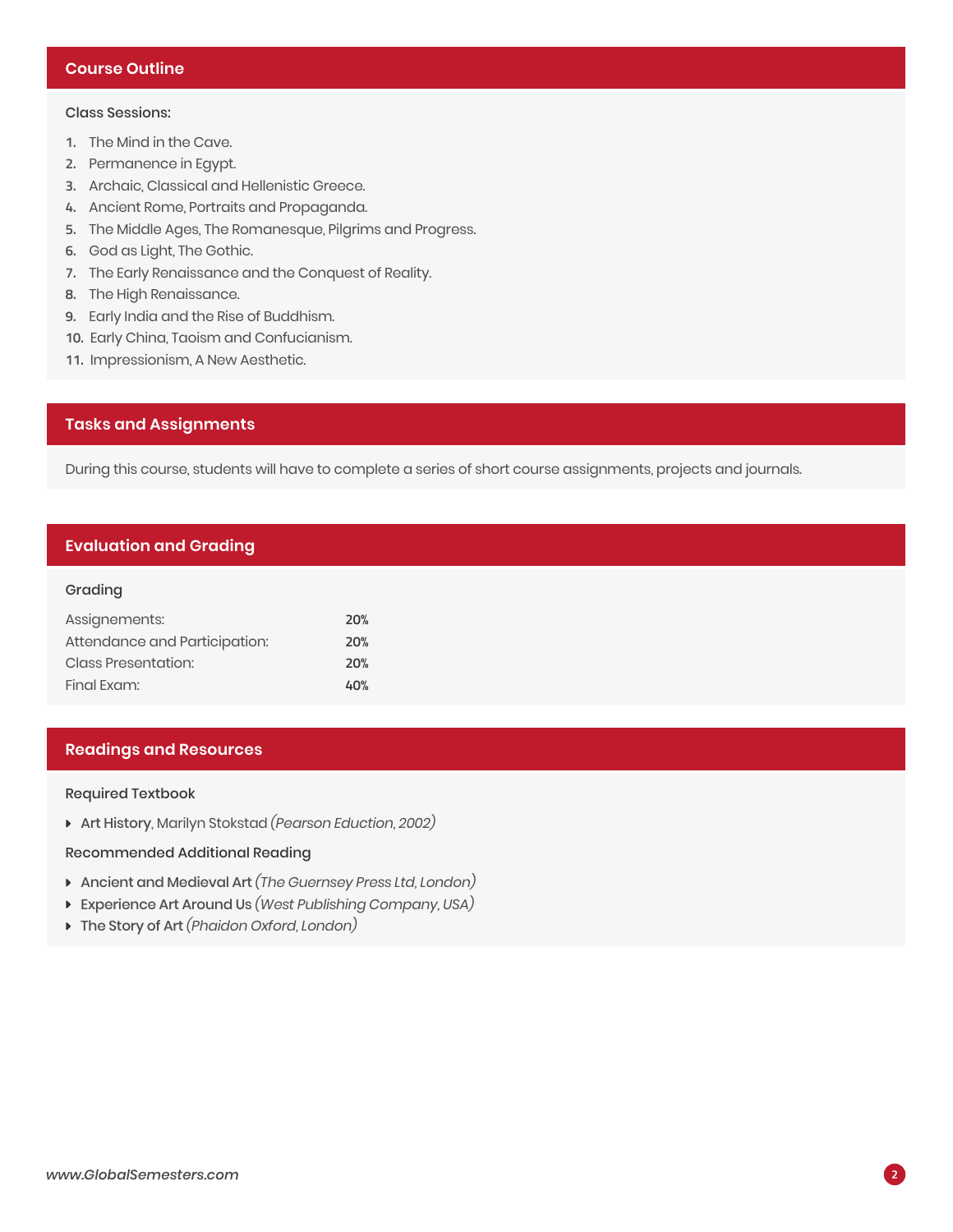## Course Outline

### Class Sessions:

1. The Mind in the Cave.
2. Permanence in Egypt.
3. Archaic, Classical and Hellenistic Greece.
4. Ancient Rome, Portraits and Propaganda.
5. The Middle Ages, The Romanesque, Pilgrims and Progress.
6. God as Light, The Gothic.
7. The Early Renaissance and the Conquest of Reality.
8. The High Renaissance.
9. Early India and the Rise of Buddhism.
10. Early China, Taoism and Confucianism.
11. Impressionism, A New Aesthetic.

## Tasks and Assignments

During this course, students will have to complete a series of short course assignments, projects and journals.

## Evaluation and Grading

### Grading

| | |
|---|---|
| Assignements: | **20%** |
| Attendance and Participation: | **20%** |
| Class Presentation: | **20%** |
| Final Exam: | **40%** |

## Readings and Resources

### Required Textbook

- **Art History**, Marilyn Stokstad *(Pearson Eduction, 2002)*

### Recommended Additional Reading

- **Ancient and Medieval Art** *(The Guernsey Press Ltd, London)*
- **Experience Art Around Us** *(West Publishing Company, USA)*
- **The Story of Art** *(Phaidon Oxford, London)*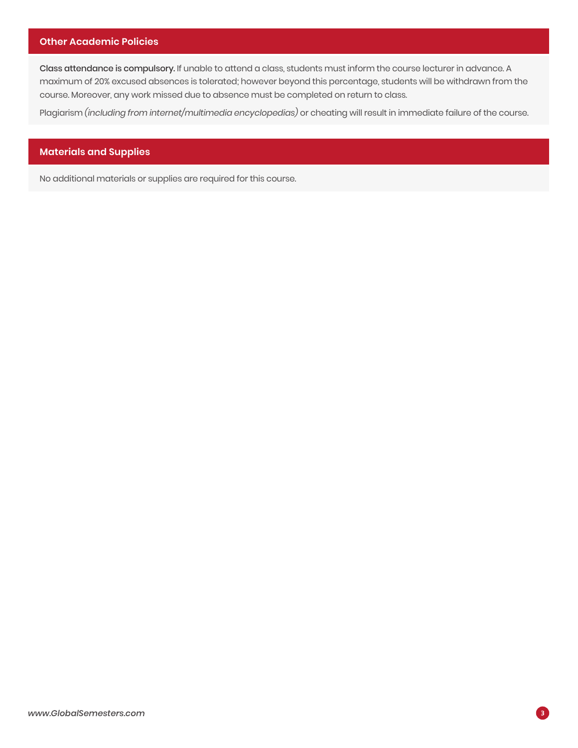## Other Academic Policies

**Class attendance is compulsory.** If unable to attend a class, students must inform the course lecturer in advance. A maximum of 20% excused absences is tolerated; however beyond this percentage, students will be withdrawn from the course. Moreover, any work missed due to absence must be completed on return to class.

Plagiarism *(including from internet/multimedia encyclopedias)* or cheating will result in immediate failure of the course.

## Materials and Supplies

No additional materials or supplies are required for this course.